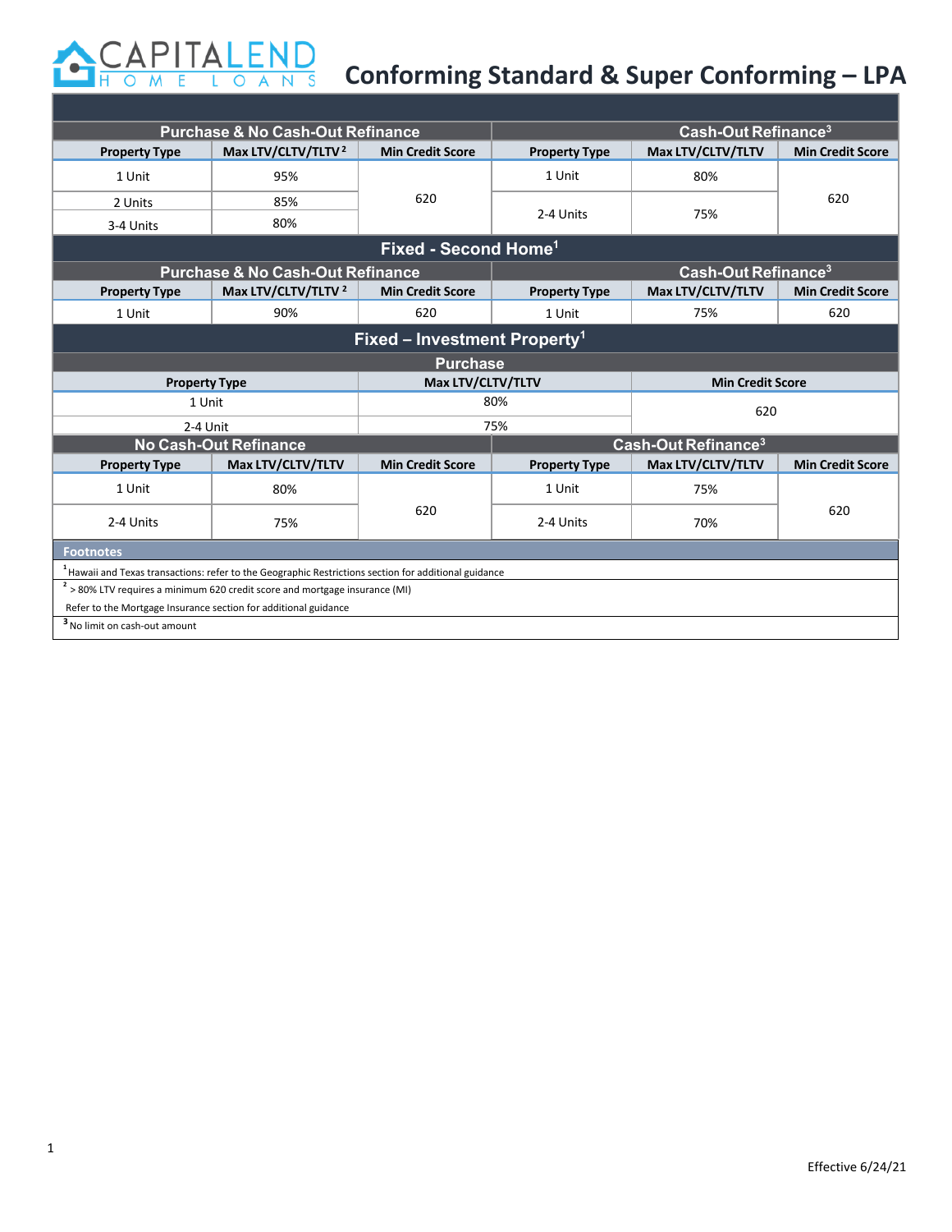# CAPITALEND HOME LOANS

# Conforming Standard & Super Conforming – LPA

| Purchase & No Cash-Out Refinance | | | Cash-Out Refinance[3] | | |
|---|---|---|---|---|---|
| **Property Type** | **Max LTV/CLTV/TLTV [2]** | **Min Credit Score** | **Property Type** | **Max LTV/CLTV/TLTV** | **Min Credit Score** |
| 1 Unit | 95% | 620 | 1 Unit | 80% | 620 |
| 2 Units | 85% | | 2-4 Units | 75% | |
| 3-4 Units | 80% | | | | |

## Fixed - Second Home[1]

| Purchase & No Cash-Out Refinance | | | Cash-Out Refinance[3] | | |
|---|---|---|---|---|---|
| **Property Type** | **Max LTV/CLTV/TLTV [2]** | **Min Credit Score** | **Property Type** | **Max LTV/CLTV/TLTV** | **Min Credit Score** |
| 1 Unit | 90% | 620 | 1 Unit | 75% | 620 |

## Fixed – Investment Property[1]

**Purchase**

| Property Type | Max LTV/CLTV/TLTV | Min Credit Score |
|---|---|---|
| 1 Unit | 80% | 620 |
| 2-4 Unit | 75% | |

| No Cash-Out Refinance | | | Cash-Out Refinance[3] | | |
|---|---|---|---|---|---|
| **Property Type** | **Max LTV/CLTV/TLTV** | **Min Credit Score** | **Property Type** | **Max LTV/CLTV/TLTV** | **Min Credit Score** |
| 1 Unit | 80% | 620 | 1 Unit | 75% | 620 |
| 2-4 Units | 75% | | 2-4 Units | 70% | |

**Footnotes**

[1] Hawaii and Texas transactions: refer to the Geographic Restrictions section for additional guidance

[2] > 80% LTV requires a minimum 620 credit score and mortgage insurance (MI)
Refer to the Mortgage Insurance section for additional guidance

[3] No limit on cash-out amount

Effective 6/24/21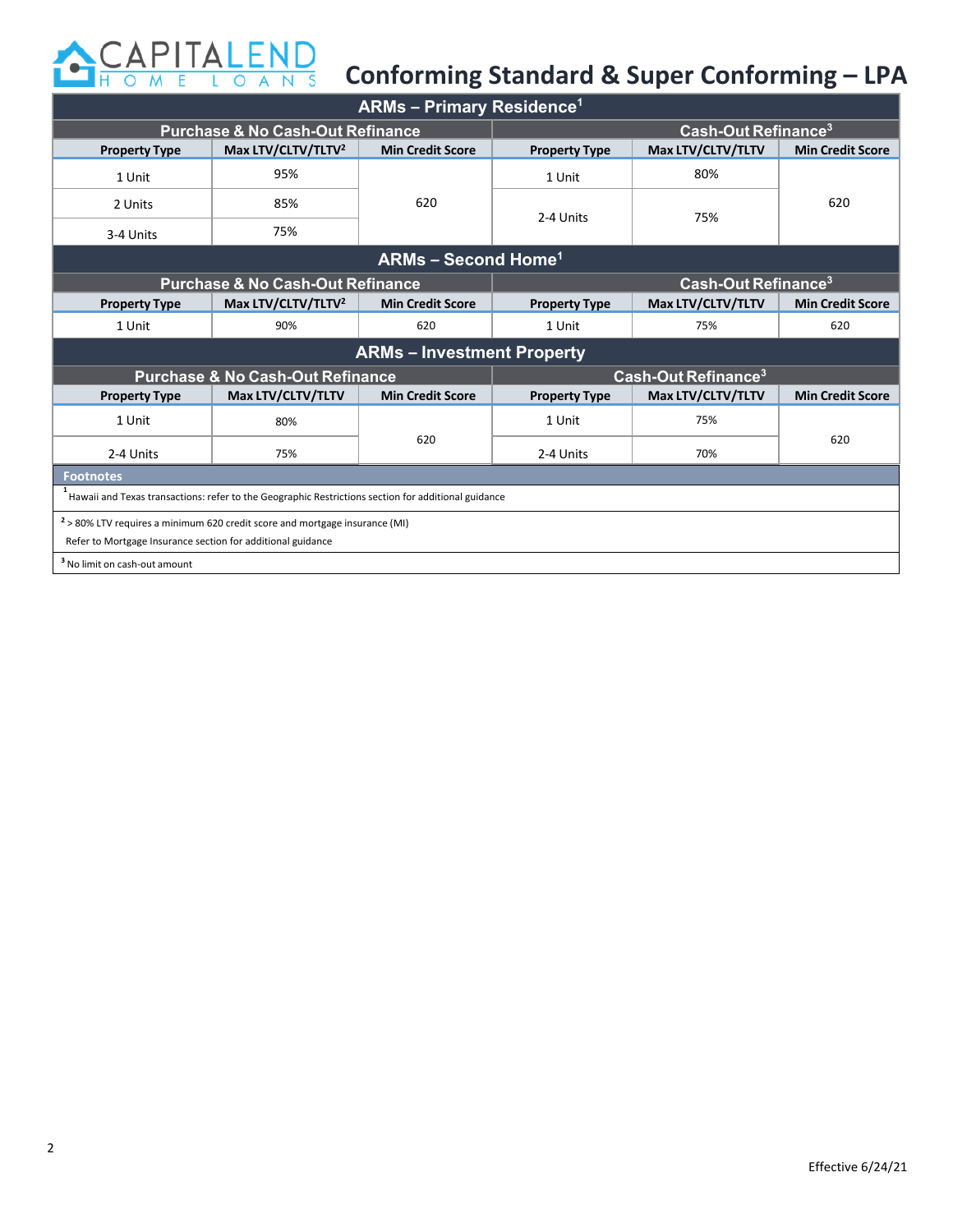# Conforming Standard & Super Conforming – LPA

## ARMs – Primary Residence[1]

| Purchase & No Cash-Out Refinance | | | Cash-Out Refinance[3] | | |
|---|---|---|---|---|---|
| **Property Type** | **Max LTV/CLTV/TLTV[2]** | **Min Credit Score** | **Property Type** | **Max LTV/CLTV/TLTV** | **Min Credit Score** |
| 1 Unit | 95% | 620 | 1 Unit | 80% | 620 |
| 2 Units | 85% | | 2-4 Units | 75% | |
| 3-4 Units | 75% | | | | |

## ARMs – Second Home[1]

| Purchase & No Cash-Out Refinance | | | Cash-Out Refinance[3] | | |
|---|---|---|---|---|---|
| **Property Type** | **Max LTV/CLTV/TLTV[2]** | **Min Credit Score** | **Property Type** | **Max LTV/CLTV/TLTV** | **Min Credit Score** |
| 1 Unit | 90% | 620 | 1 Unit | 75% | 620 |

## ARMs – Investment Property

| Purchase & No Cash-Out Refinance | | | Cash-Out Refinance[3] | | |
|---|---|---|---|---|---|
| **Property Type** | **Max LTV/CLTV/TLTV** | **Min Credit Score** | **Property Type** | **Max LTV/CLTV/TLTV** | **Min Credit Score** |
| 1 Unit | 80% | 620 | 1 Unit | 75% | 620 |
| 2-4 Units | 75% | | 2-4 Units | 70% | |

**Footnotes**

[1] Hawaii and Texas transactions: refer to the Geographic Restrictions section for additional guidance

[2] > 80% LTV requires a minimum 620 credit score and mortgage insurance (MI)
Refer to Mortgage Insurance section for additional guidance

[3] No limit on cash-out amount

Effective 6/24/21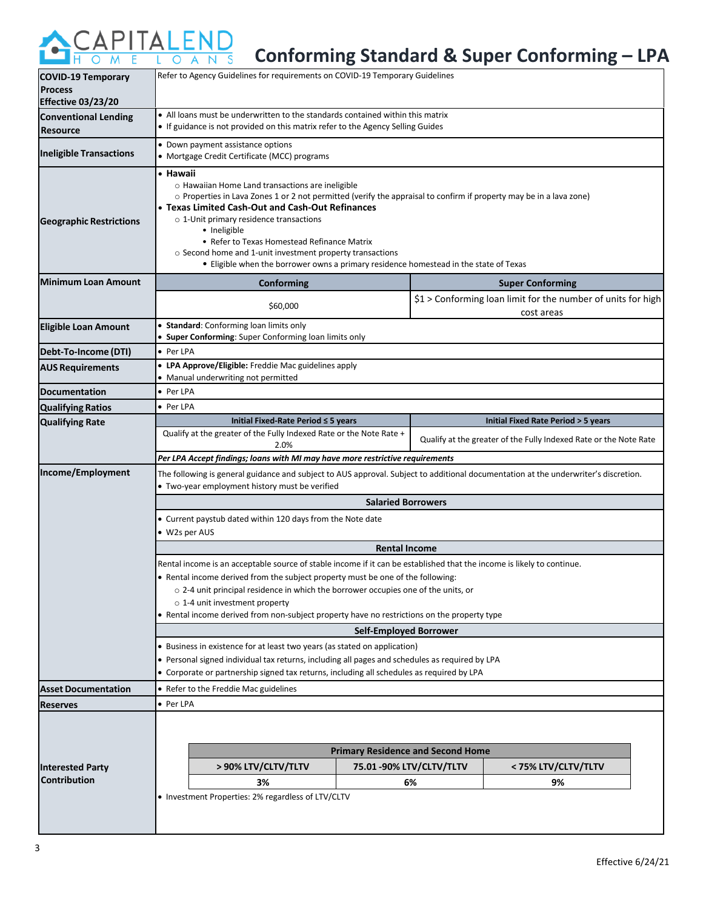# Conforming Standard & Super Conforming – LPA

| | | |
|---|---|---|
| **COVID-19 Temporary Process Effective 03/23/20** | Refer to Agency Guidelines for requirements on COVID-19 Temporary Guidelines | |
| **Conventional Lending Resource** | • All loans must be underwritten to the standards contained within this matrix<br>• If guidance is not provided on this matrix refer to the Agency Selling Guides | |
| **Ineligible Transactions** | • Down payment assistance options<br>• Mortgage Credit Certificate (MCC) programs | |
| **Geographic Restrictions** | • **Hawaii**<br>○ Hawaiian Home Land transactions are ineligible<br>○ Properties in Lava Zones 1 or 2 not permitted (verify the appraisal to confirm if property may be in a lava zone)<br>• **Texas Limited Cash-Out and Cash-Out Refinances**<br>○ 1-Unit primary residence transactions<br>▪ Ineligible<br>▪ Refer to Texas Homestead Refinance Matrix<br>○ Second home and 1-unit investment property transactions<br>▪ Eligible when the borrower owns a primary residence homestead in the state of Texas | |
| **Minimum Loan Amount** | **Conforming** | **Super Conforming** |
| | $60,000 | $1 > Conforming loan limit for the number of units for high cost areas |
| **Eligible Loan Amount** | • **Standard**: Conforming loan limits only<br>• **Super Conforming**: Super Conforming loan limits only | |
| **Debt-To-Income (DTI)** | • Per LPA | |
| **AUS Requirements** | • **LPA Approve/Eligible:** Freddie Mac guidelines apply<br>• Manual underwriting not permitted | |
| **Documentation** | • Per LPA | |
| **Qualifying Ratios** | • Per LPA | |
| **Qualifying Rate** | **Initial Fixed-Rate Period ≤ 5 years** | **Initial Fixed Rate Period > 5 years** |
| | Qualify at the greater of the Fully Indexed Rate or the Note Rate + 2.0% | Qualify at the greater of the Fully Indexed Rate or the Note Rate |
| | ***Per LPA Accept findings; loans with MI may have more restrictive requirements*** | |
| **Income/Employment** | The following is general guidance and subject to AUS approval. Subject to additional documentation at the underwriter's discretion.<br>• Two-year employment history must be verified | |
| | **Salaried Borrowers** | |
| | • Current paystub dated within 120 days from the Note date<br>• W2s per AUS | |
| | **Rental Income** | |
| | Rental income is an acceptable source of stable income if it can be established that the income is likely to continue.<br>• Rental income derived from the subject property must be one of the following:<br>○ 2-4 unit principal residence in which the borrower occupies one of the units, or<br>○ 1-4 unit investment property<br>• Rental income derived from non-subject property have no restrictions on the property type | |
| | **Self-Employed Borrower** | |
| | • Business in existence for at least two years (as stated on application)<br>• Personal signed individual tax returns, including all pages and schedules as required by LPA<br>• Corporate or partnership signed tax returns, including all schedules as required by LPA | |
| **Asset Documentation** | • Refer to the Freddie Mac guidelines | |
| **Reserves** | • Per LPA | |

**Interested Party Contribution**

| Primary Residence and Second Home | | |
|---|---|---|
| **> 90% LTV/CLTV/TLTV** | **75.01 -90% LTV/CLTV/TLTV** | **< 75% LTV/CLTV/TLTV** |
| **3%** | **6%** | **9%** |

• Investment Properties: 2% regardless of LTV/CLTV

Effective 6/24/21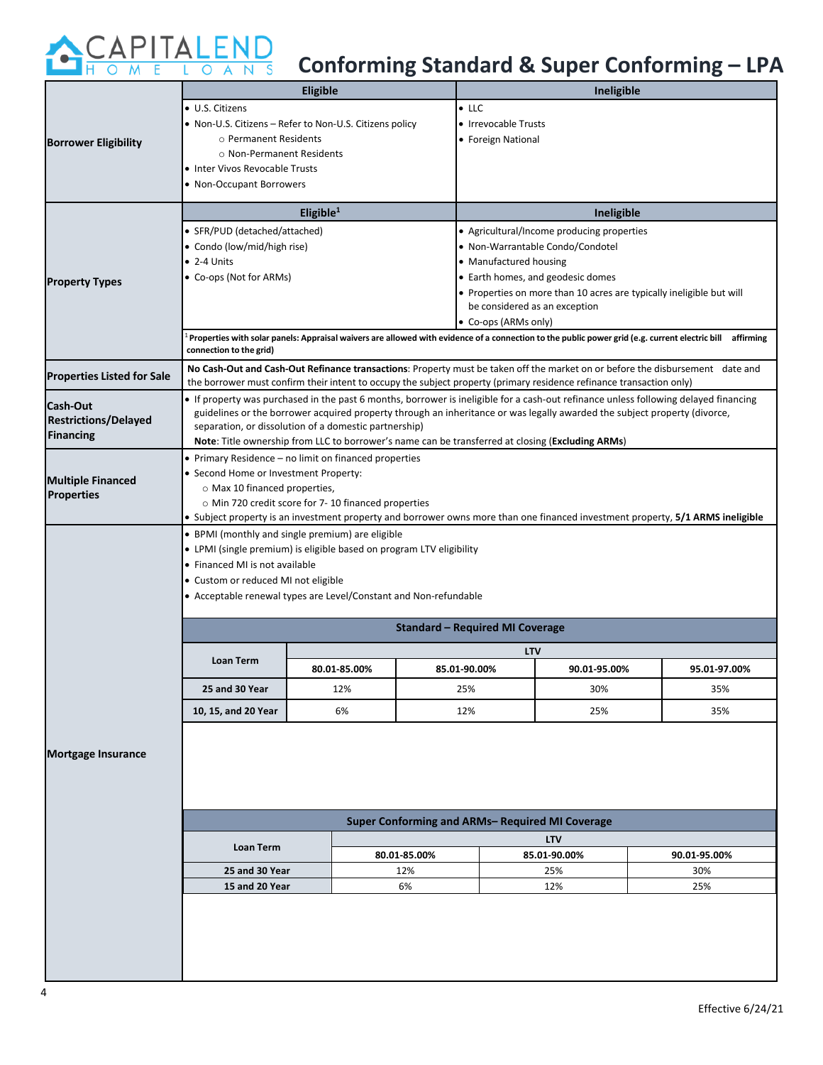# Conforming Standard & Super Conforming – LPA

CAPITALEND HOME LOANS

| | Eligible | Ineligible |
|---|---|---|
| **Borrower Eligibility** | • U.S. Citizens<br>• Non-U.S. Citizens – Refer to Non-U.S. Citizens policy<br>○ Permanent Residents<br>○ Non-Permanent Residents<br>• Inter Vivos Revocable Trusts<br>• Non-Occupant Borrowers | • LLC<br>• Irrevocable Trusts<br>• Foreign National |

| | Eligible[1] | Ineligible |
|---|---|---|
| **Property Types** | • SFR/PUD (detached/attached)<br>• Condo (low/mid/high rise)<br>• 2-4 Units<br>• Co-ops (Not for ARMs) | • Agricultural/Income producing properties<br>• Non-Warrantable Condo/Condotel<br>• Manufactured housing<br>• Earth homes, and geodesic domes<br>• Properties on more than 10 acres are typically ineligible but will be considered as an exception<br>• Co-ops (ARMs only) |

[1] **Properties with solar panels: Appraisal waivers are allowed with evidence of a connection to the public power grid (e.g. current electric bill affirming connection to the grid)**

**Properties Listed for Sale**

**No Cash-Out and Cash-Out Refinance transactions**: Property must be taken off the market on or before the disbursement date and the borrower must confirm their intent to occupy the subject property (primary residence refinance transaction only)

**Cash-Out Restrictions/Delayed Financing**

- If property was purchased in the past 6 months, borrower is ineligible for a cash-out refinance unless following delayed financing guidelines or the borrower acquired property through an inheritance or was legally awarded the subject property (divorce, separation, or dissolution of a domestic partnership)

**Note**: Title ownership from LLC to borrower's name can be transferred at closing (**Excluding ARMs**)

**Multiple Financed Properties**

- Primary Residence – no limit on financed properties
- Second Home or Investment Property:
  - Max 10 financed properties,
  - Min 720 credit score for 7- 10 financed properties
- Subject property is an investment property and borrower owns more than one financed investment property, **5/1 ARMS ineligible**

**Mortgage Insurance**

- BPMI (monthly and single premium) are eligible
- LPMI (single premium) is eligible based on program LTV eligibility
- Financed MI is not available
- Custom or reduced MI not eligible
- Acceptable renewal types are Level/Constant and Non-refundable

**Standard – Required MI Coverage**

| Loan Term | LTV | | | |
|---|---|---|---|---|
| | 80.01-85.00% | 85.01-90.00% | 90.01-95.00% | 95.01-97.00% |
| 25 and 30 Year | 12% | 25% | 30% | 35% |
| 10, 15, and 20 Year | 6% | 12% | 25% | 35% |

**Super Conforming and ARMs– Required MI Coverage**

| Loan Term | LTV | | |
|---|---|---|---|
| | 80.01-85.00% | 85.01-90.00% | 90.01-95.00% |
| 25 and 30 Year | 12% | 25% | 30% |
| 15 and 20 Year | 6% | 12% | 25% |

Effective 6/24/21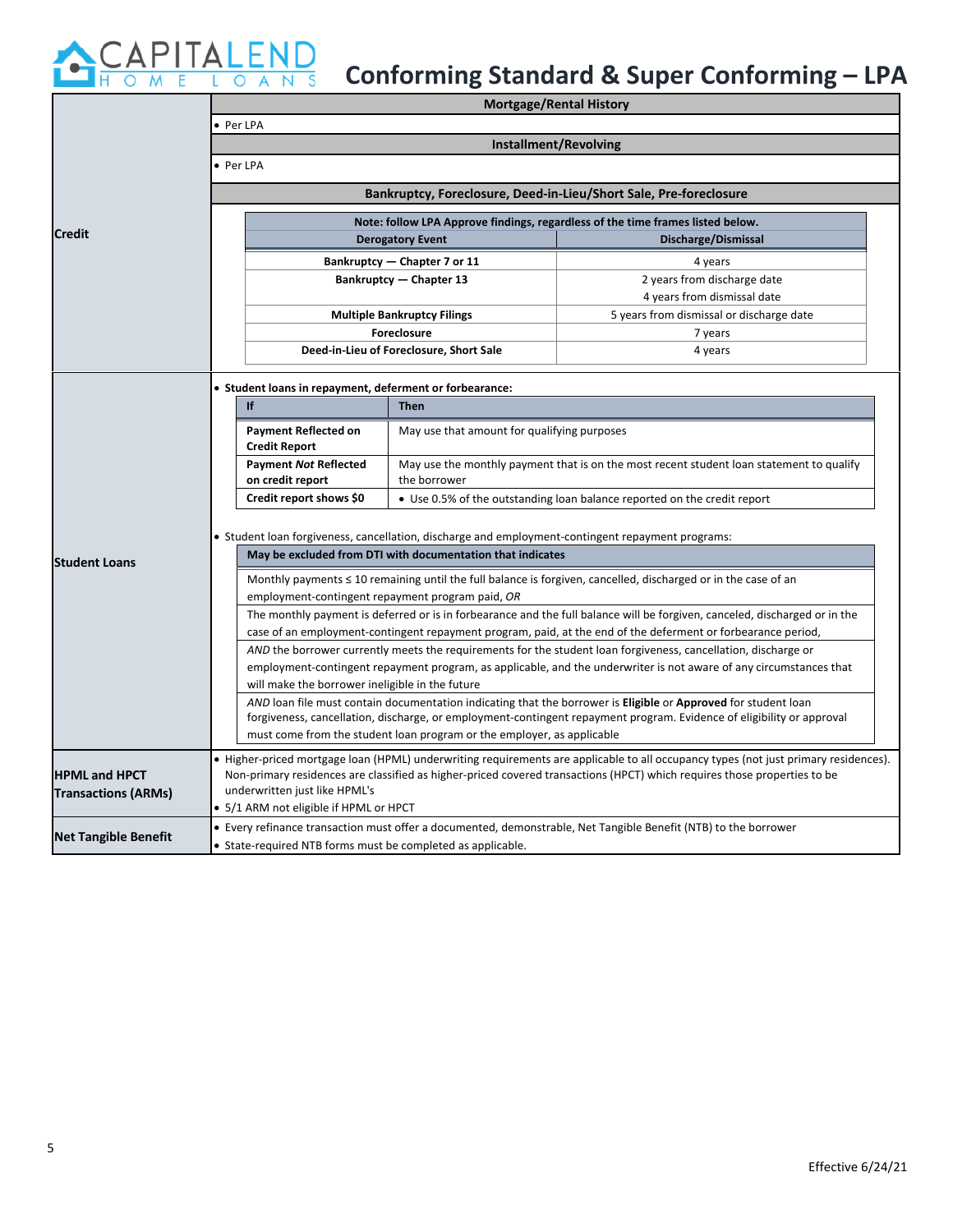# Conforming Standard & Super Conforming – LPA

## Credit

**Mortgage/Rental History**

- Per LPA

**Installment/Revolving**

- Per LPA

**Bankruptcy, Foreclosure, Deed-in-Lieu/Short Sale, Pre-foreclosure**

**Note: follow LPA Approve findings, regardless of the time frames listed below.**

| Derogatory Event | Discharge/Dismissal |
|---|---|
| **Bankruptcy — Chapter 7 or 11** | 4 years |
| **Bankruptcy — Chapter 13** | 2 years from discharge date<br>4 years from dismissal date |
| **Multiple Bankruptcy Filings** | 5 years from dismissal or discharge date |
| **Foreclosure** | 7 years |
| **Deed-in-Lieu of Foreclosure, Short Sale** | 4 years |

## Student Loans

- **Student loans in repayment, deferment or forbearance:**

| If | Then |
|---|---|
| **Payment Reflected on Credit Report** | May use that amount for qualifying purposes |
| **Payment *Not* Reflected on credit report** | May use the monthly payment that is on the most recent student loan statement to qualify the borrower |
| **Credit report shows $0** | • Use 0.5% of the outstanding loan balance reported on the credit report |

- Student loan forgiveness, cancellation, discharge and employment-contingent repayment programs:

| May be excluded from DTI with documentation that indicates |
|---|
| Monthly payments ≤ 10 remaining until the full balance is forgiven, cancelled, discharged or in the case of an employment-contingent repayment program paid, *OR* |
| The monthly payment is deferred or is in forbearance and the full balance will be forgiven, canceled, discharged or in the case of an employment-contingent repayment program, paid, at the end of the deferment or forbearance period, |
| *AND* the borrower currently meets the requirements for the student loan forgiveness, cancellation, discharge or employment-contingent repayment program, as applicable, and the underwriter is not aware of any circumstances that will make the borrower ineligible in the future |
| *AND* loan file must contain documentation indicating that the borrower is **Eligible** or **Approved** for student loan forgiveness, cancellation, discharge, or employment-contingent repayment program. Evidence of eligibility or approval must come from the student loan program or the employer, as applicable |

## HPML and HPCT Transactions (ARMs)

- Higher-priced mortgage loan (HPML) underwriting requirements are applicable to all occupancy types (not just primary residences). Non-primary residences are classified as higher-priced covered transactions (HPCT) which requires those properties to be underwritten just like HPML's
- 5/1 ARM not eligible if HPML or HPCT

## Net Tangible Benefit

- Every refinance transaction must offer a documented, demonstrable, Net Tangible Benefit (NTB) to the borrower
- State-required NTB forms must be completed as applicable.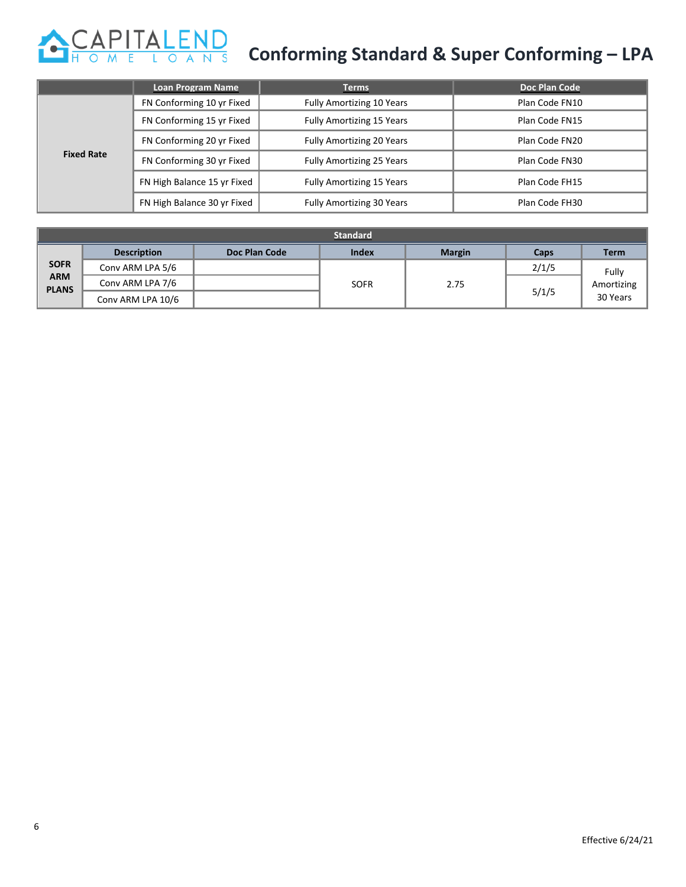# Conforming Standard & Super Conforming – LPA

| | Loan Program Name | Terms | Doc Plan Code |
|---|---|---|---|
| Fixed Rate | FN Conforming 10 yr Fixed | Fully Amortizing 10 Years | Plan Code FN10 |
| | FN Conforming 15 yr Fixed | Fully Amortizing 15 Years | Plan Code FN15 |
| | FN Conforming 20 yr Fixed | Fully Amortizing 20 Years | Plan Code FN20 |
| | FN Conforming 30 yr Fixed | Fully Amortizing 25 Years | Plan Code FN30 |
| | FN High Balance 15 yr Fixed | Fully Amortizing 15 Years | Plan Code FH15 |
| | FN High Balance 30 yr Fixed | Fully Amortizing 30 Years | Plan Code FH30 |

| Standard | | | | | | |
|---|---|---|---|---|---|---|
| | Description | Doc Plan Code | Index | Margin | Caps | Term |
| SOFR ARM PLANS | Conv ARM LPA 5/6 | | SOFR | 2.75 | 2/1/5 | Fully Amortizing 30 Years |
| | Conv ARM LPA 7/6 | | | | 5/1/5 | |
| | Conv ARM LPA 10/6 | | | | | |

Effective 6/24/21